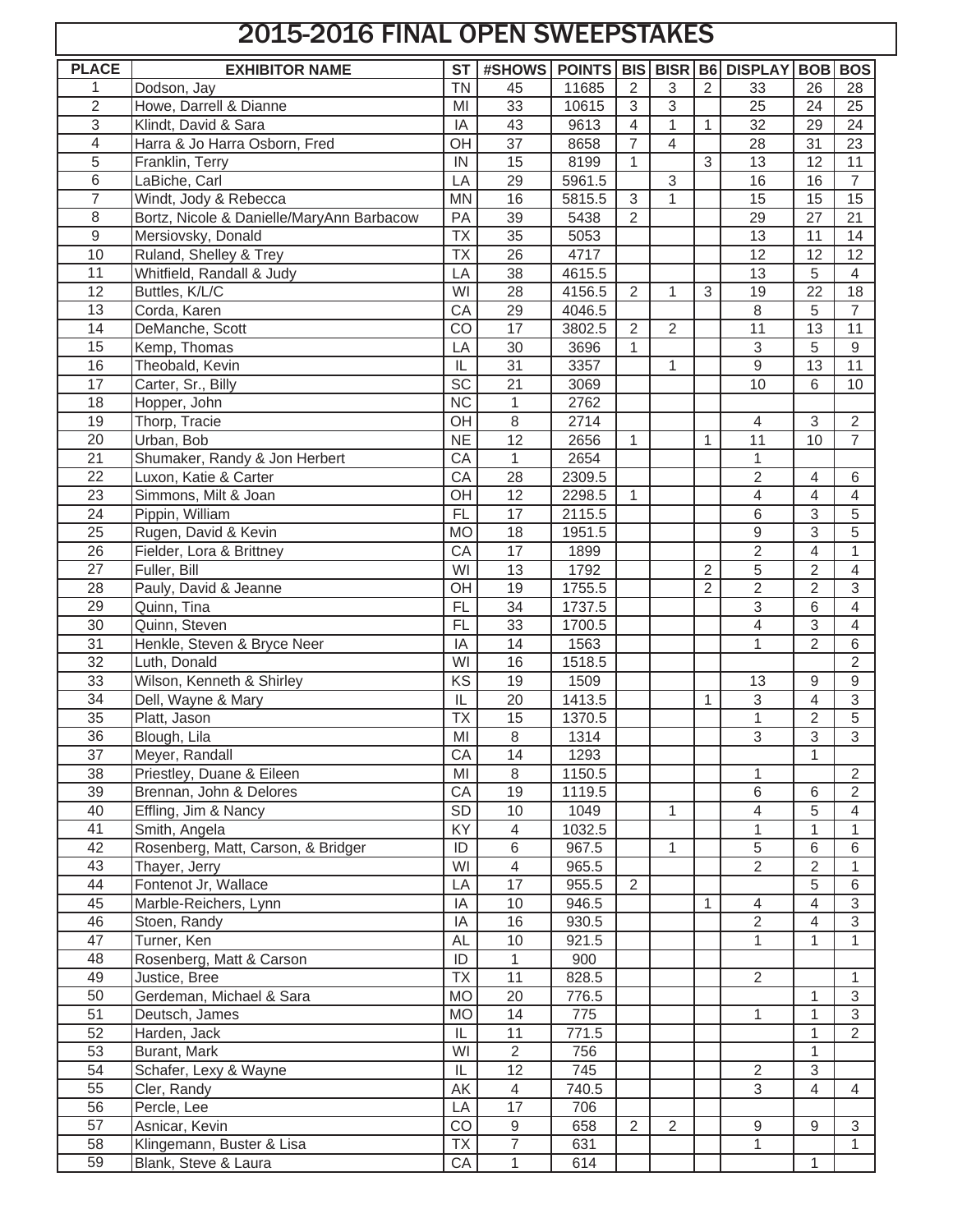# 2015-2016 FINAL OPEN SWEEPSTAKES

| PLACE | EXHIBITOR NAME | ST | #SHOWS | POINTS | BIS | BISR | B6 | DISPLAY | BOB | BOS |
|---|---|---|---|---|---|---|---|---|---|---|
| 1 | Dodson, Jay | TN | 45 | 11685 | 2 | 3 | 2 | 33 | 26 | 28 |
| 2 | Howe, Darrell & Dianne | MI | 33 | 10615 | 3 | 3 | | 25 | 24 | 25 |
| 3 | Klindt, David & Sara | IA | 43 | 9613 | 4 | 1 | 1 | 32 | 29 | 24 |
| 4 | Harra & Jo Harra Osborn, Fred | OH | 37 | 8658 | 7 | 4 | | 28 | 31 | 23 |
| 5 | Franklin, Terry | IN | 15 | 8199 | 1 | | 3 | 13 | 12 | 11 |
| 6 | LaBiche, Carl | LA | 29 | 5961.5 | | 3 | | 16 | 16 | 7 |
| 7 | Windt, Jody & Rebecca | MN | 16 | 5815.5 | 3 | 1 | | 15 | 15 | 15 |
| 8 | Bortz, Nicole & Danielle/MaryAnn Barbacow | PA | 39 | 5438 | 2 | | | 29 | 27 | 21 |
| 9 | Mersiovsky, Donald | TX | 35 | 5053 | | | | 13 | 11 | 14 |
| 10 | Ruland, Shelley & Trey | TX | 26 | 4717 | | | | 12 | 12 | 12 |
| 11 | Whitfield, Randall & Judy | LA | 38 | 4615.5 | | | | 13 | 5 | 4 |
| 12 | Buttles, K/L/C | WI | 28 | 4156.5 | 2 | 1 | 3 | 19 | 22 | 18 |
| 13 | Corda, Karen | CA | 29 | 4046.5 | | | | 8 | 5 | 7 |
| 14 | DeManche, Scott | CO | 17 | 3802.5 | 2 | 2 | | 11 | 13 | 11 |
| 15 | Kemp, Thomas | LA | 30 | 3696 | 1 | | | 3 | 5 | 9 |
| 16 | Theobald, Kevin | IL | 31 | 3357 | | 1 | | 9 | 13 | 11 |
| 17 | Carter, Sr., Billy | SC | 21 | 3069 | | | | 10 | 6 | 10 |
| 18 | Hopper, John | NC | 1 | 2762 | | | | | | |
| 19 | Thorp, Tracie | OH | 8 | 2714 | | | | 4 | 3 | 2 |
| 20 | Urban, Bob | NE | 12 | 2656 | 1 | | 1 | 11 | 10 | 7 |
| 21 | Shumaker, Randy & Jon Herbert | CA | 1 | 2654 | | | | 1 | | |
| 22 | Luxon, Katie & Carter | CA | 28 | 2309.5 | | | | 2 | 4 | 6 |
| 23 | Simmons, Milt & Joan | OH | 12 | 2298.5 | 1 | | | 4 | 4 | 4 |
| 24 | Pippin, William | FL | 17 | 2115.5 | | | | 6 | 3 | 5 |
| 25 | Rugen, David & Kevin | MO | 18 | 1951.5 | | | | 9 | 3 | 5 |
| 26 | Fielder, Lora & Brittney | CA | 17 | 1899 | | | | 2 | 4 | 1 |
| 27 | Fuller, Bill | WI | 13 | 1792 | | | 2 | 5 | 2 | 4 |
| 28 | Pauly, David & Jeanne | OH | 19 | 1755.5 | | | 2 | 2 | 2 | 3 |
| 29 | Quinn, Tina | FL | 34 | 1737.5 | | | | 3 | 6 | 4 |
| 30 | Quinn, Steven | FL | 33 | 1700.5 | | | | 4 | 3 | 4 |
| 31 | Henkle, Steven & Bryce Neer | IA | 14 | 1563 | | | | 1 | 2 | 6 |
| 32 | Luth, Donald | WI | 16 | 1518.5 | | | | | | 2 |
| 33 | Wilson, Kenneth & Shirley | KS | 19 | 1509 | | | | 13 | 9 | 9 |
| 34 | Dell, Wayne & Mary | IL | 20 | 1413.5 | | | 1 | 3 | 4 | 3 |
| 35 | Platt, Jason | TX | 15 | 1370.5 | | | | 1 | 2 | 5 |
| 36 | Blough, Lila | MI | 8 | 1314 | | | | 3 | 3 | 3 |
| 37 | Meyer, Randall | CA | 14 | 1293 | | | | | 1 | |
| 38 | Priestley, Duane & Eileen | MI | 8 | 1150.5 | | | | 1 | | 2 |
| 39 | Brennan, John & Delores | CA | 19 | 1119.5 | | | | 6 | 6 | 2 |
| 40 | Effling, Jim & Nancy | SD | 10 | 1049 | | 1 | | 4 | 5 | 4 |
| 41 | Smith, Angela | KY | 4 | 1032.5 | | | | 1 | 1 | 1 |
| 42 | Rosenberg, Matt, Carson, & Bridger | ID | 6 | 967.5 | | 1 | | 5 | 6 | 6 |
| 43 | Thayer, Jerry | WI | 4 | 965.5 | | | | 2 | 2 | 1 |
| 44 | Fontenot Jr, Wallace | LA | 17 | 955.5 | 2 | | | | 5 | 6 |
| 45 | Marble-Reichers, Lynn | IA | 10 | 946.5 | | | 1 | 4 | 4 | 3 |
| 46 | Stoen, Randy | IA | 16 | 930.5 | | | | 2 | 4 | 3 |
| 47 | Turner, Ken | AL | 10 | 921.5 | | | | 1 | 1 | 1 |
| 48 | Rosenberg, Matt & Carson | ID | 1 | 900 | | | | | | |
| 49 | Justice, Bree | TX | 11 | 828.5 | | | | 2 | | 1 |
| 50 | Gerdeman, Michael & Sara | MO | 20 | 776.5 | | | | | 1 | 3 |
| 51 | Deutsch, James | MO | 14 | 775 | | | | 1 | 1 | 3 |
| 52 | Harden, Jack | IL | 11 | 771.5 | | | | | 1 | 2 |
| 53 | Burant, Mark | WI | 2 | 756 | | | | | 1 | |
| 54 | Schafer, Lexy & Wayne | IL | 12 | 745 | | | | 2 | 3 | |
| 55 | Cler, Randy | AK | 4 | 740.5 | | | | 3 | 4 | 4 |
| 56 | Percle, Lee | LA | 17 | 706 | | | | | | |
| 57 | Asnicar, Kevin | CO | 9 | 658 | 2 | 2 | | 9 | 9 | 3 |
| 58 | Klingemann, Buster & Lisa | TX | 7 | 631 | | | | 1 | | 1 |
| 59 | Blank, Steve & Laura | CA | 1 | 614 | | | | | 1 | |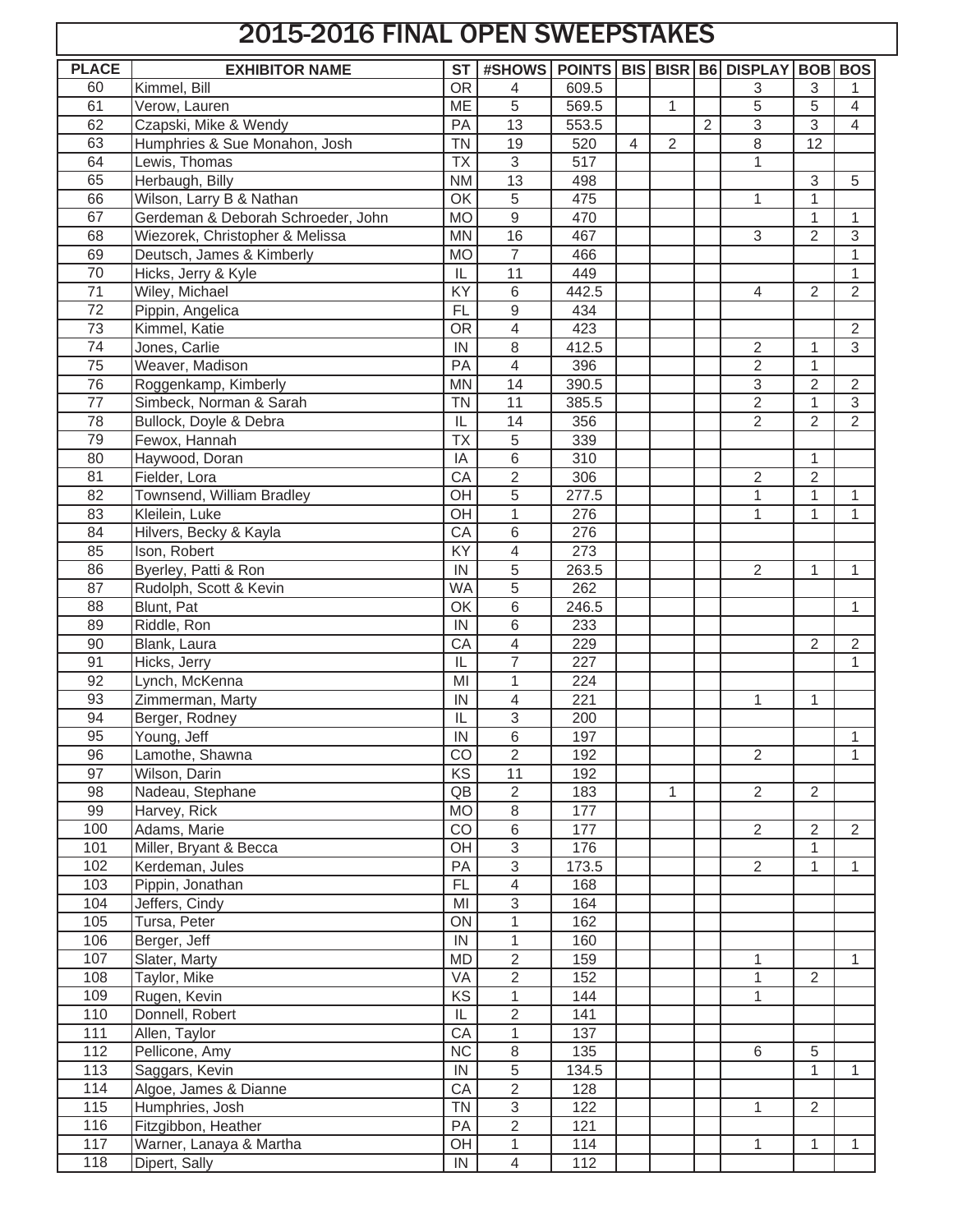# 2015-2016 FINAL OPEN SWEEPSTAKES

| PLACE | EXHIBITOR NAME | ST | #SHOWS | POINTS | BIS | BISR | B6 | DISPLAY | BOB | BOS |
|---|---|---|---|---|---|---|---|---|---|---|
| 60 | Kimmel, Bill | OR | 4 | 609.5 | | | | 3 | 3 | 1 |
| 61 | Verow, Lauren | ME | 5 | 569.5 | | 1 | | 5 | 5 | 4 |
| 62 | Czapski, Mike & Wendy | PA | 13 | 553.5 | | | 2 | 3 | 3 | 4 |
| 63 | Humphries & Sue Monahon, Josh | TN | 19 | 520 | 4 | 2 | | 8 | 12 | |
| 64 | Lewis, Thomas | TX | 3 | 517 | | | | 1 | | |
| 65 | Herbaugh, Billy | NM | 13 | 498 | | | | | 3 | 5 |
| 66 | Wilson, Larry B & Nathan | OK | 5 | 475 | | | | 1 | 1 | |
| 67 | Gerdeman & Deborah Schroeder, John | MO | 9 | 470 | | | | | 1 | 1 |
| 68 | Wiezorek, Christopher & Melissa | MN | 16 | 467 | | | | 3 | 2 | 3 |
| 69 | Deutsch, James & Kimberly | MO | 7 | 466 | | | | | | 1 |
| 70 | Hicks, Jerry & Kyle | IL | 11 | 449 | | | | | | 1 |
| 71 | Wiley, Michael | KY | 6 | 442.5 | | | | 4 | 2 | 2 |
| 72 | Pippin, Angelica | FL | 9 | 434 | | | | | | |
| 73 | Kimmel, Katie | OR | 4 | 423 | | | | | | 2 |
| 74 | Jones, Carlie | IN | 8 | 412.5 | | | | 2 | 1 | 3 |
| 75 | Weaver, Madison | PA | 4 | 396 | | | | 2 | 1 | |
| 76 | Roggenkamp, Kimberly | MN | 14 | 390.5 | | | | 3 | 2 | 2 |
| 77 | Simbeck, Norman & Sarah | TN | 11 | 385.5 | | | | 2 | 1 | 3 |
| 78 | Bullock, Doyle & Debra | IL | 14 | 356 | | | | 2 | 2 | 2 |
| 79 | Fewox, Hannah | TX | 5 | 339 | | | | | | |
| 80 | Haywood, Doran | IA | 6 | 310 | | | | | 1 | |
| 81 | Fielder, Lora | CA | 2 | 306 | | | | 2 | 2 | |
| 82 | Townsend, William Bradley | OH | 5 | 277.5 | | | | 1 | 1 | 1 |
| 83 | Kleilein, Luke | OH | 1 | 276 | | | | 1 | 1 | 1 |
| 84 | Hilvers, Becky & Kayla | CA | 6 | 276 | | | | | | |
| 85 | Ison, Robert | KY | 4 | 273 | | | | | | |
| 86 | Byerley, Patti & Ron | IN | 5 | 263.5 | | | | 2 | 1 | 1 |
| 87 | Rudolph, Scott & Kevin | WA | 5 | 262 | | | | | | |
| 88 | Blunt, Pat | OK | 6 | 246.5 | | | | | | 1 |
| 89 | Riddle, Ron | IN | 6 | 233 | | | | | | |
| 90 | Blank, Laura | CA | 4 | 229 | | | | | 2 | 2 |
| 91 | Hicks, Jerry | IL | 7 | 227 | | | | | | 1 |
| 92 | Lynch, McKenna | MI | 1 | 224 | | | | | | |
| 93 | Zimmerman, Marty | IN | 4 | 221 | | | | 1 | 1 | |
| 94 | Berger, Rodney | IL | 3 | 200 | | | | | | |
| 95 | Young, Jeff | IN | 6 | 197 | | | | | | 1 |
| 96 | Lamothe, Shawna | CO | 2 | 192 | | | | 2 | | 1 |
| 97 | Wilson, Darin | KS | 11 | 192 | | | | | | |
| 98 | Nadeau, Stephane | QB | 2 | 183 | | 1 | | 2 | 2 | |
| 99 | Harvey, Rick | MO | 8 | 177 | | | | | | |
| 100 | Adams, Marie | CO | 6 | 177 | | | | 2 | 2 | 2 |
| 101 | Miller, Bryant & Becca | OH | 3 | 176 | | | | | 1 | |
| 102 | Kerdeman, Jules | PA | 3 | 173.5 | | | | 2 | 1 | 1 |
| 103 | Pippin, Jonathan | FL | 4 | 168 | | | | | | |
| 104 | Jeffers, Cindy | MI | 3 | 164 | | | | | | |
| 105 | Tursa, Peter | ON | 1 | 162 | | | | | | |
| 106 | Berger, Jeff | IN | 1 | 160 | | | | | | |
| 107 | Slater, Marty | MD | 2 | 159 | | | | 1 | | 1 |
| 108 | Taylor, Mike | VA | 2 | 152 | | | | 1 | 2 | |
| 109 | Rugen, Kevin | KS | 1 | 144 | | | | 1 | | |
| 110 | Donnell, Robert | IL | 2 | 141 | | | | | | |
| 111 | Allen, Taylor | CA | 1 | 137 | | | | | | |
| 112 | Pellicone, Amy | NC | 8 | 135 | | | | 6 | 5 | |
| 113 | Saggars, Kevin | IN | 5 | 134.5 | | | | | 1 | 1 |
| 114 | Algoe, James & Dianne | CA | 2 | 128 | | | | | | |
| 115 | Humphries, Josh | TN | 3 | 122 | | | | 1 | 2 | |
| 116 | Fitzgibbon, Heather | PA | 2 | 121 | | | | | | |
| 117 | Warner, Lanaya & Martha | OH | 1 | 114 | | | | 1 | 1 | 1 |
| 118 | Dipert, Sally | IN | 4 | 112 | | | | | | |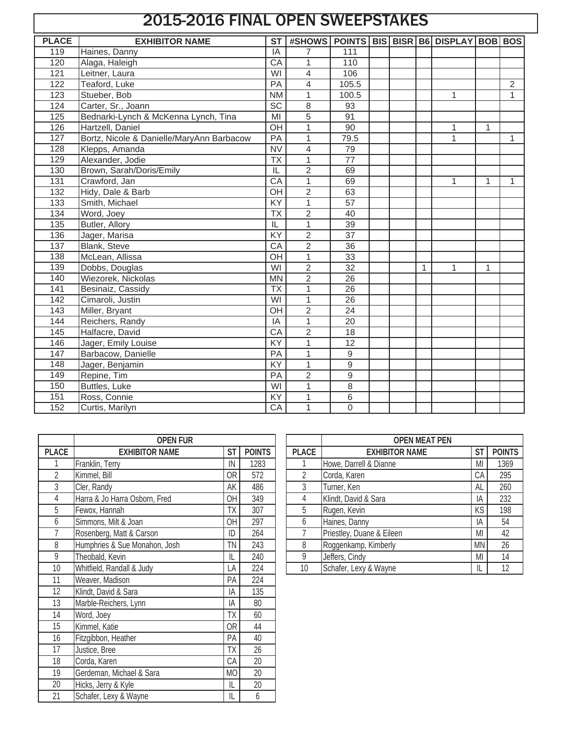# 2015-2016 FINAL OPEN SWEEPSTAKES

| PLACE | EXHIBITOR NAME | ST | #SHOWS | POINTS | BIS | BISR | B6 | DISPLAY | BOB | BOS |
|---|---|---|---|---|---|---|---|---|---|---|
| 119 | Haines, Danny | IA | 7 | 111 | | | | | | |
| 120 | Alaga, Haleigh | CA | 1 | 110 | | | | | | |
| 121 | Leitner, Laura | WI | 4 | 106 | | | | | | |
| 122 | Teaford, Luke | PA | 4 | 105.5 | | | | | | 2 |
| 123 | Stueber, Bob | NM | 1 | 100.5 | | | | 1 | | 1 |
| 124 | Carter, Sr., Joann | SC | 8 | 93 | | | | | | |
| 125 | Bednarki-Lynch & McKenna Lynch, Tina | MI | 5 | 91 | | | | | | |
| 126 | Hartzell, Daniel | OH | 1 | 90 | | | | 1 | 1 | |
| 127 | Bortz, Nicole & Danielle/MaryAnn Barbacow | PA | 1 | 79.5 | | | | 1 | | 1 |
| 128 | Klepps, Amanda | NV | 4 | 79 | | | | | | |
| 129 | Alexander, Jodie | TX | 1 | 77 | | | | | | |
| 130 | Brown, Sarah/Doris/Emily | IL | 2 | 69 | | | | | | |
| 131 | Crawford, Jan | CA | 1 | 69 | | | | 1 | 1 | 1 |
| 132 | Hidy, Dale & Barb | OH | 2 | 63 | | | | | | |
| 133 | Smith, Michael | KY | 1 | 57 | | | | | | |
| 134 | Word, Joey | TX | 2 | 40 | | | | | | |
| 135 | Butler, Allory | IL | 1 | 39 | | | | | | |
| 136 | Jager, Marisa | KY | 2 | 37 | | | | | | |
| 137 | Blank, Steve | CA | 2 | 36 | | | | | | |
| 138 | McLean, Allissa | OH | 1 | 33 | | | | | | |
| 139 | Dobbs, Douglas | WI | 2 | 32 | | | 1 | 1 | 1 | |
| 140 | Wiezorek, Nickolas | MN | 2 | 26 | | | | | | |
| 141 | Besinaiz, Cassidy | TX | 1 | 26 | | | | | | |
| 142 | Cimaroli, Justin | WI | 1 | 26 | | | | | | |
| 143 | Miller, Bryant | OH | 2 | 24 | | | | | | |
| 144 | Reichers, Randy | IA | 1 | 20 | | | | | | |
| 145 | Halfacre, David | CA | 2 | 18 | | | | | | |
| 146 | Jager, Emily Louise | KY | 1 | 12 | | | | | | |
| 147 | Barbacow, Danielle | PA | 1 | 9 | | | | | | |
| 148 | Jager, Benjamin | KY | 1 | 9 | | | | | | |
| 149 | Repine, Tim | PA | 2 | 9 | | | | | | |
| 150 | Buttles, Luke | WI | 1 | 8 | | | | | | |
| 151 | Ross, Connie | KY | 1 | 6 | | | | | | |
| 152 | Curtis, Marilyn | CA | 1 | 0 | | | | | | |

| | OPEN FUR | | |
|---|---|---|---|
| PLACE | EXHIBITOR NAME | ST | POINTS |
| 1 | Franklin, Terry | IN | 1283 |
| 2 | Kimmel, Bill | OR | 572 |
| 3 | Cler, Randy | AK | 486 |
| 4 | Harra & Jo Harra Osborn, Fred | OH | 349 |
| 5 | Fewox, Hannah | TX | 307 |
| 6 | Simmons, Milt & Joan | OH | 297 |
| 7 | Rosenberg, Matt & Carson | ID | 264 |
| 8 | Humphries & Sue Monahon, Josh | TN | 243 |
| 9 | Theobald, Kevin | IL | 240 |
| 10 | Whitfield, Randall & Judy | LA | 224 |
| 11 | Weaver, Madison | PA | 224 |
| 12 | Klindt, David & Sara | IA | 135 |
| 13 | Marble-Reichers, Lynn | IA | 80 |
| 14 | Word, Joey | TX | 60 |
| 15 | Kimmel, Katie | OR | 44 |
| 16 | Fitzgibbon, Heather | PA | 40 |
| 17 | Justice, Bree | TX | 26 |
| 18 | Corda, Karen | CA | 20 |
| 19 | Gerdeman, Michael & Sara | MO | 20 |
| 20 | Hicks, Jerry & Kyle | IL | 20 |
| 21 | Schafer, Lexy & Wayne | IL | 6 |

| | OPEN MEAT PEN | | |
|---|---|---|---|
| PLACE | EXHIBITOR NAME | ST | POINTS |
| 1 | Howe, Darrell & Dianne | MI | 1369 |
| 2 | Corda, Karen | CA | 295 |
| 3 | Turner, Ken | AL | 260 |
| 4 | Klindt, David & Sara | IA | 232 |
| 5 | Rugen, Kevin | KS | 198 |
| 6 | Haines, Danny | IA | 54 |
| 7 | Priestley, Duane & Eileen | MI | 42 |
| 8 | Roggenkamp, Kimberly | MN | 26 |
| 9 | Jeffers, Cindy | MI | 14 |
| 10 | Schafer, Lexy & Wayne | IL | 12 |